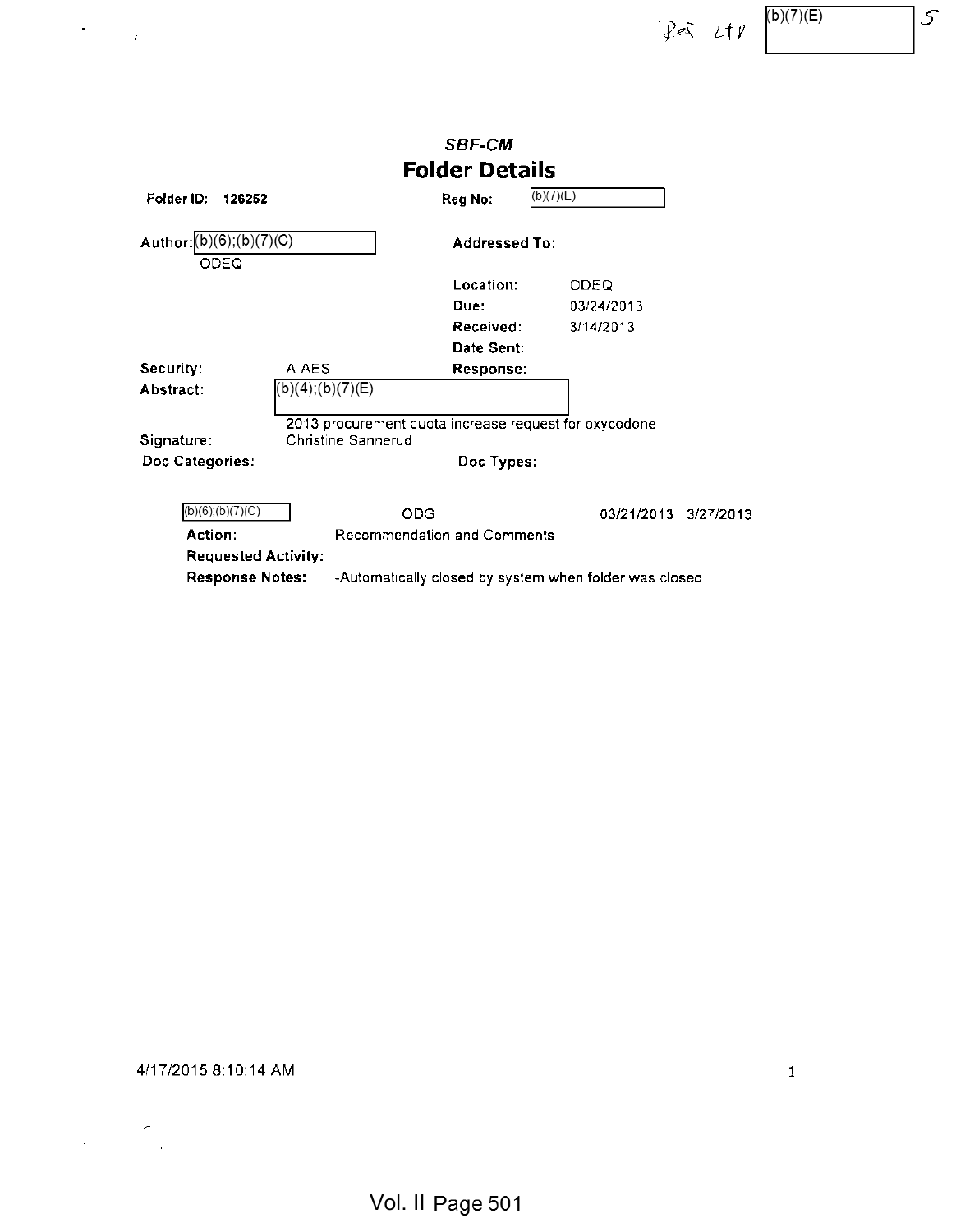Ref LTP (b)(7)(E) 5

*SBF-CM*

# Folder Details

**Folder ID:** 126252 **Reg No:** (b)(7)(E)

**Author:** (b)(6);(b)(7)(C)
ODEQ

**Addressed To:**

**Location:** ODEQ
**Due:** 03/24/2013
**Received:** 3/14/2013
**Date Sent:**

**Security:** A-AES **Response:**

**Abstract:** (b)(4);(b)(7)(E)
2013 procurement quota increase request for oxycodone

**Signature:** Christine Sannerud

**Doc Categories:** **Doc Types:**

(b)(6);(b)(7)(C) ODG 03/21/2013 3/27/2013

**Action:** Recommendation and Comments
**Requested Activity:**
**Response Notes:** -Automatically closed by system when folder was closed

4/17/2015 8:10:14 AM

Vol. II Page 501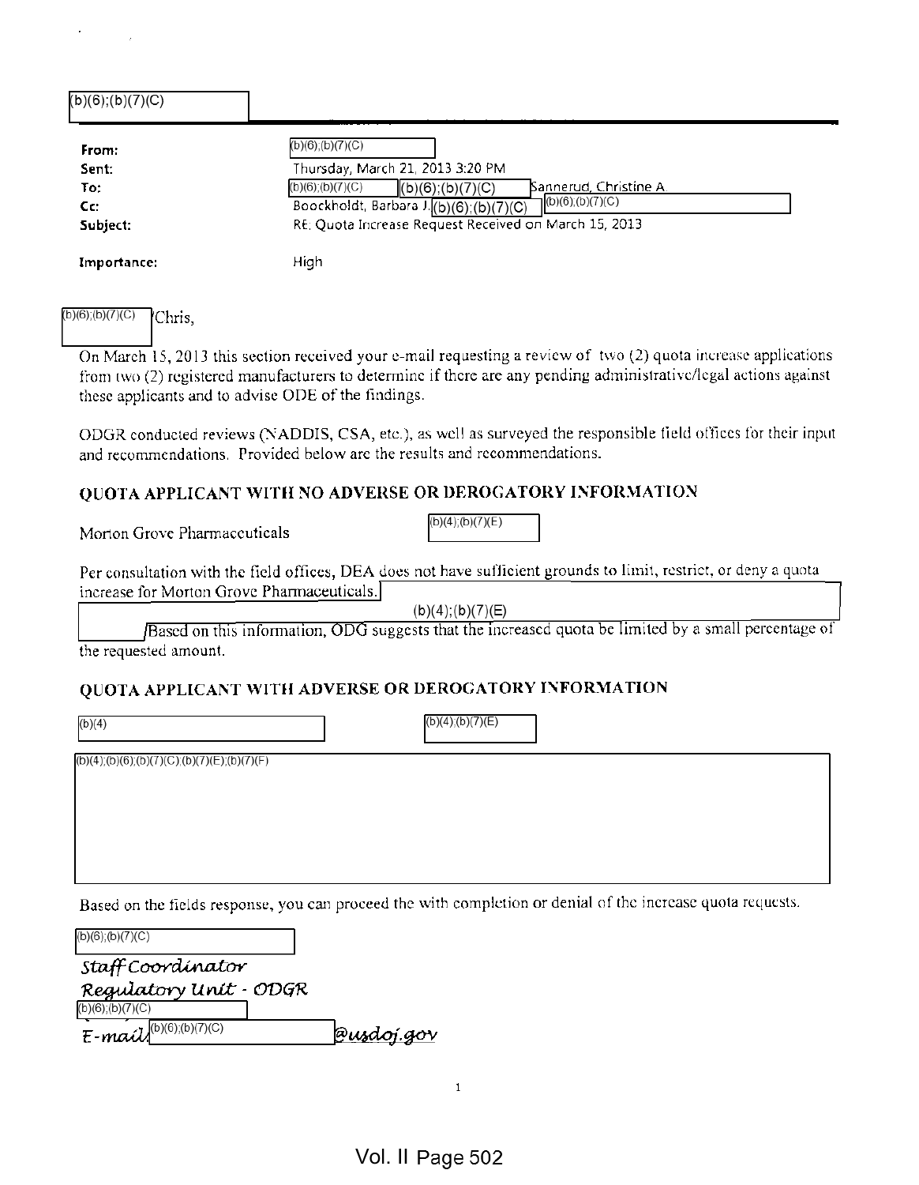(b)(6);(b)(7)(C)

| | |
|---|---|
| **From:** | (b)(6);(b)(7)(C) |
| **Sent:** | Thursday, March 21, 2013 3:20 PM |
| **To:** | (b)(6);(b)(7)(C) (b)(6);(b)(7)(C) Sannerud, Christine A. |
| **Cc:** | Boockholdt, Barbara J.(b)(6);(b)(7)(C) (b)(6);(b)(7)(C) |
| **Subject:** | RE: Quota Increase Request Received on March 15, 2013 |
| **Importance:** | High |

(b)(6);(b)(7)(C) /Chris,

On March 15, 2013 this section received your e-mail requesting a review of two (2) quota increase applications from two (2) registered manufacturers to determine if there are any pending administrative/legal actions against these applicants and to advise ODE of the findings.

ODGR conducted reviews (NADDIS, CSA, etc.), as well as surveyed the responsible field offices for their input and recommendations. Provided below are the results and recommendations.

## QUOTA APPLICANT WITH NO ADVERSE OR DEROGATORY INFORMATION

Morton Grove Pharmaceuticals (b)(4);(b)(7)(E)

Per consultation with the field offices, DEA does not have sufficient grounds to limit, restrict, or deny a quota increase for Morton Grove Pharmaceuticals. (b)(4);(b)(7)(E) Based on this information, ODG suggests that the increased quota be limited by a small percentage of the requested amount.

## QUOTA APPLICANT WITH ADVERSE OR DEROGATORY INFORMATION

(b)(4) (b)(4);(b)(7)(E)

(b)(4);(b)(6);(b)(7)(C);(b)(7)(E);(b)(7)(F)

Based on the fields response, you can proceed the with completion or denial of the increase quota requests.

(b)(6);(b)(7)(C)

*Staff Coordinator*
*Regulatory Unit - ODGR*
(b)(6);(b)(7)(C)
*E-mail* (b)(6);(b)(7)(C) *@usdoj.gov*

Vol. II Page 502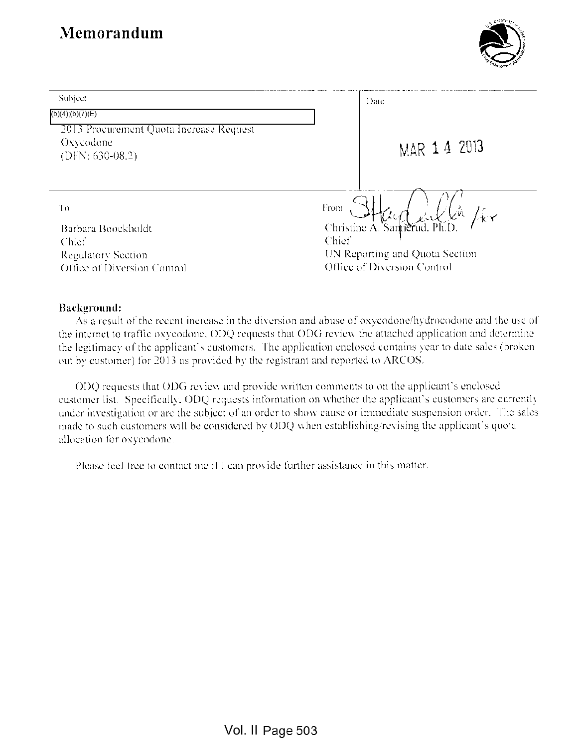# Memorandum

| Subject | Date |
|---|---|
| (b)(4);(b)(7)(E) 2013 Procurement Quota Increase Request Oxycodone (DFN: 630-08.2) | MAR 14 2013 |

| To | From |
|---|---|
| Barbara Boockholdt<br>Chief<br>Regulatory Section<br>Office of Diversion Control | Christine A. Sannerud, Ph.D. /kr<br>Chief<br>UN Reporting and Quota Section<br>Office of Diversion Control |

**Background:**

As a result of the recent increase in the diversion and abuse of oxycodone/hydrocodone and the use of the internet to traffic oxycodone, ODQ requests that ODG review the attached application and determine the legitimacy of the applicant's customers. The application enclosed contains year to date sales (broken out by customer) for 2013 as provided by the registrant and reported to ARCOS.

ODQ requests that ODG review and provide written comments to on the applicant's enclosed customer list. Specifically, ODQ requests information on whether the applicant's customers are currently under investigation or are the subject of an order to show cause or immediate suspension order. The sales made to such customers will be considered by ODQ when establishing/revising the applicant's quota allocation for oxycodone.

Please feel free to contact me if I can provide further assistance in this matter.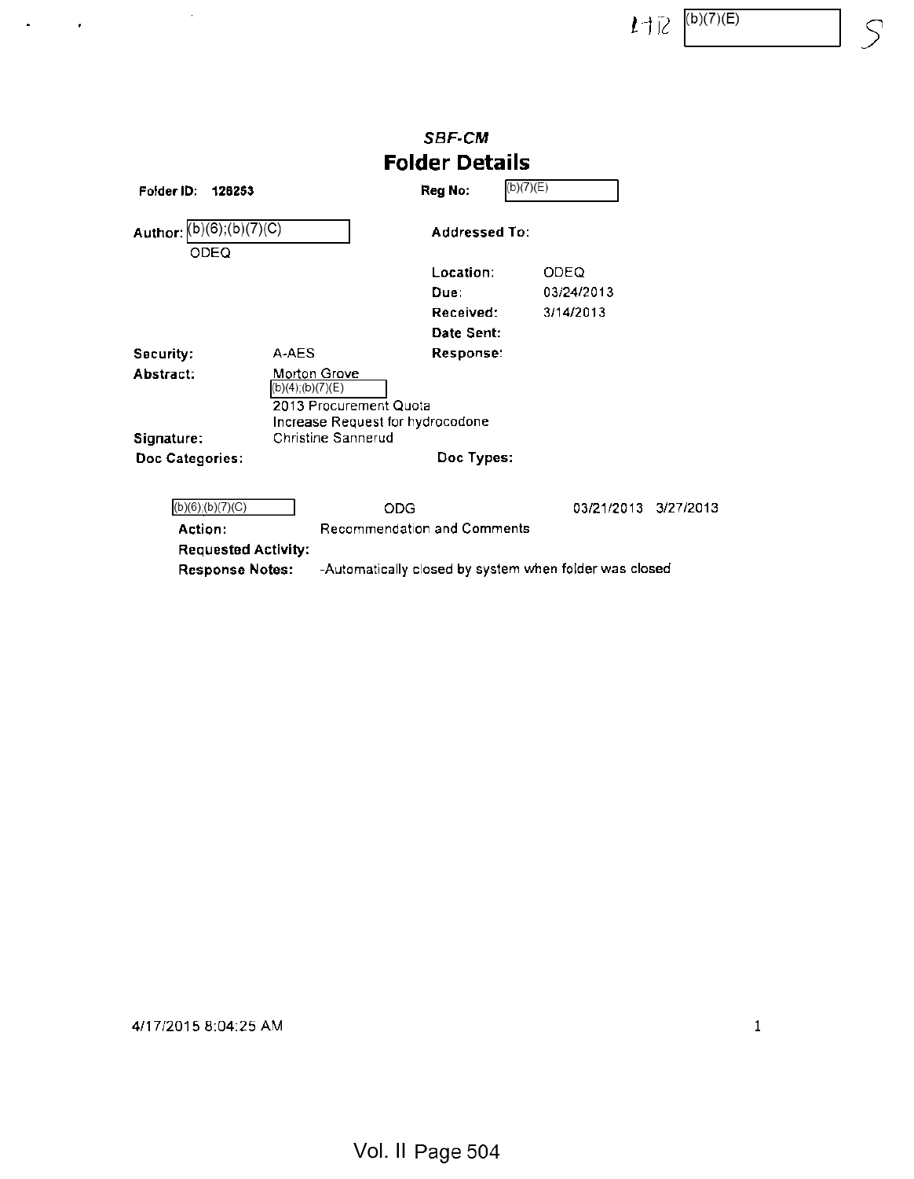LHR (b)(7)(E) S

*SBF-CM*

# Folder Details

**Folder ID:** 126253 **Reg No:** (b)(7)(E)

**Author:** (b)(6);(b)(7)(C)
ODEQ

**Addressed To:**

**Location:** ODEQ
**Due:** 03/24/2013
**Received:** 3/14/2013
**Date Sent:**

**Security:** A-AES **Response:**

**Abstract:** Morton Grove
(b)(4);(b)(7)(E)
2013 Procurement Quota
Increase Request for hydrocodone

**Signature:** Christine Sannerud

**Doc Categories:** **Doc Types:**

(b)(6);(b)(7)(C) ODG 03/21/2013 3/27/2013

**Action:** Recommendation and Comments
**Requested Activity:**
**Response Notes:** -Automatically closed by system when folder was closed

4/17/2015 8:04:25 AM

Vol. II Page 504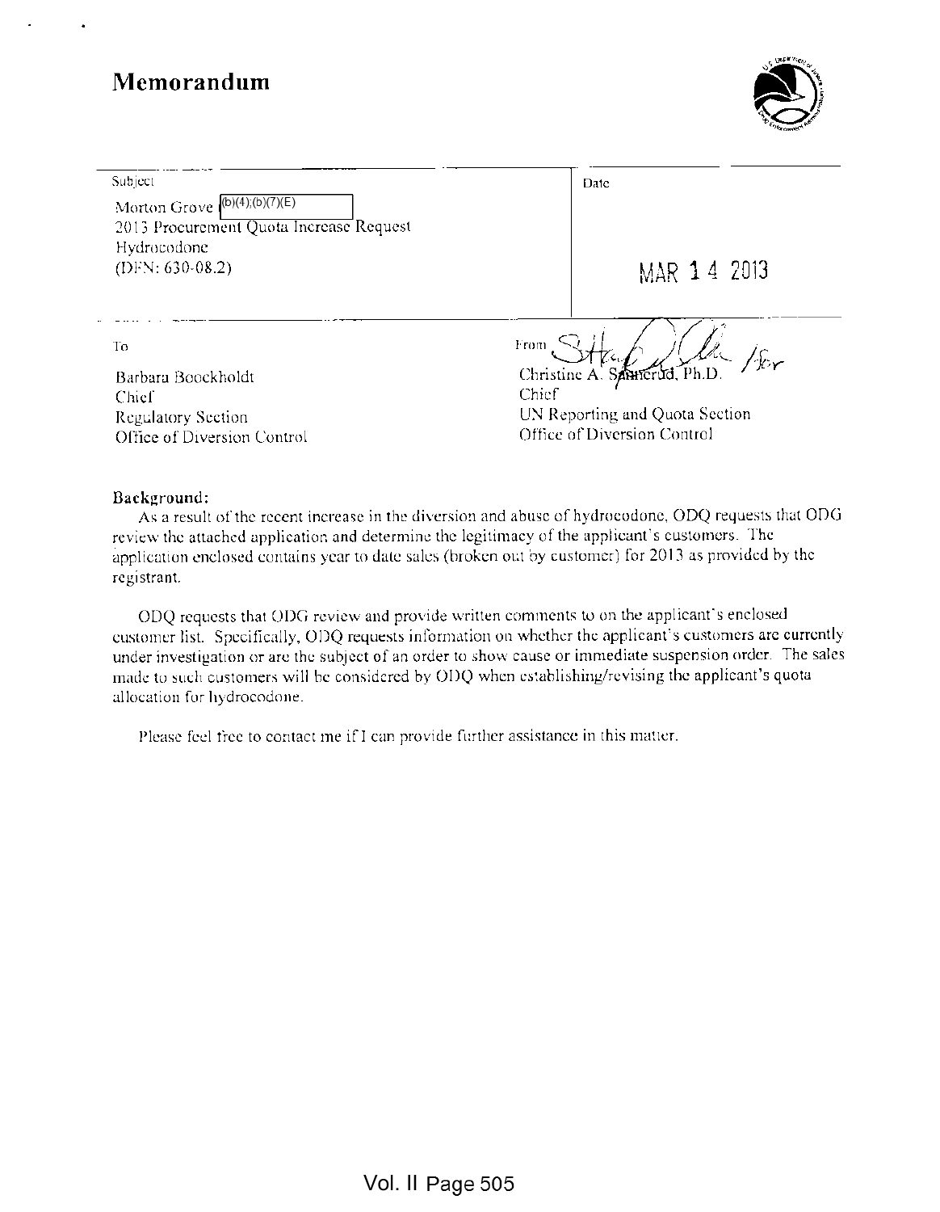# Memorandum

| Subject | Date |
| --- | --- |
| Morton Grove (b)(4);(b)(7)(E)<br>2013 Procurement Quota Increase Request<br>Hydrocodone<br>(DFN: 630-08.2) | MAR 14 2013 |

| To | From |
| --- | --- |
| Barbara Boockholdt<br>Chief<br>Regulatory Section<br>Office of Diversion Control | Christine A. Sannerud, Ph.D. /for<br>Chief<br>UN Reporting and Quota Section<br>Office of Diversion Control |

**Background:**

As a result of the recent increase in the diversion and abuse of hydrocodone, ODQ requests that ODG review the attached application and determine the legitimacy of the applicant's customers. The application enclosed contains year to date sales (broken out by customer) for 2013 as provided by the registrant.

ODQ requests that ODG review and provide written comments to on the applicant's enclosed customer list. Specifically, ODQ requests information on whether the applicant's customers are currently under investigation or are the subject of an order to show cause or immediate suspension order. The sales made to such customers will be considered by ODQ when establishing/revising the applicant's quota allocation for hydrocodone.

Please feel free to contact me if I can provide further assistance in this matter.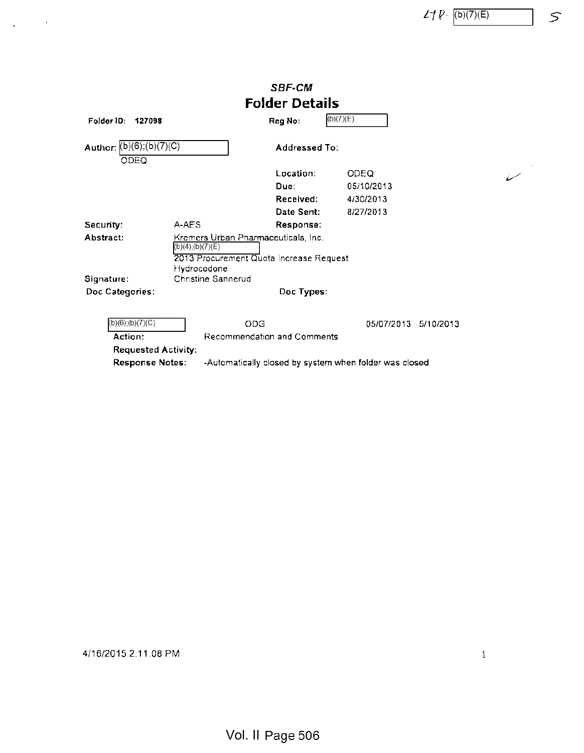LTR- (b)(7)(E)

*SBF-CM*

# Folder Details

**Folder ID:** 127098 **Reg No:** (b)(7)(E)

**Author:** (b)(6);(b)(7)(C)
ODEQ

**Addressed To:**

| | |
|---|---|
| **Location:** | ODEQ |
| **Due:** | 05/10/2013 |
| **Received:** | 4/30/2013 |
| **Date Sent:** | 8/27/2013 |

**Security:** A-AES **Response:**

**Abstract:** Kremers Urban Pharmaceuticals, Inc.
(b)(4);(b)(7)(E)
2013 Procurement Quota Increase Request
Hydrocodone

**Signature:** Christine Sannerud

**Doc Categories:** **Doc Types:**

(b)(6);(b)(7)(C) ODG 05/07/2013 5/10/2013

**Action:** Recommendation and Comments

**Requested Activity:**

**Response Notes:** -Automatically closed by system when folder was closed

4/16/2015 2:11:08 PM

Vol. II Page 506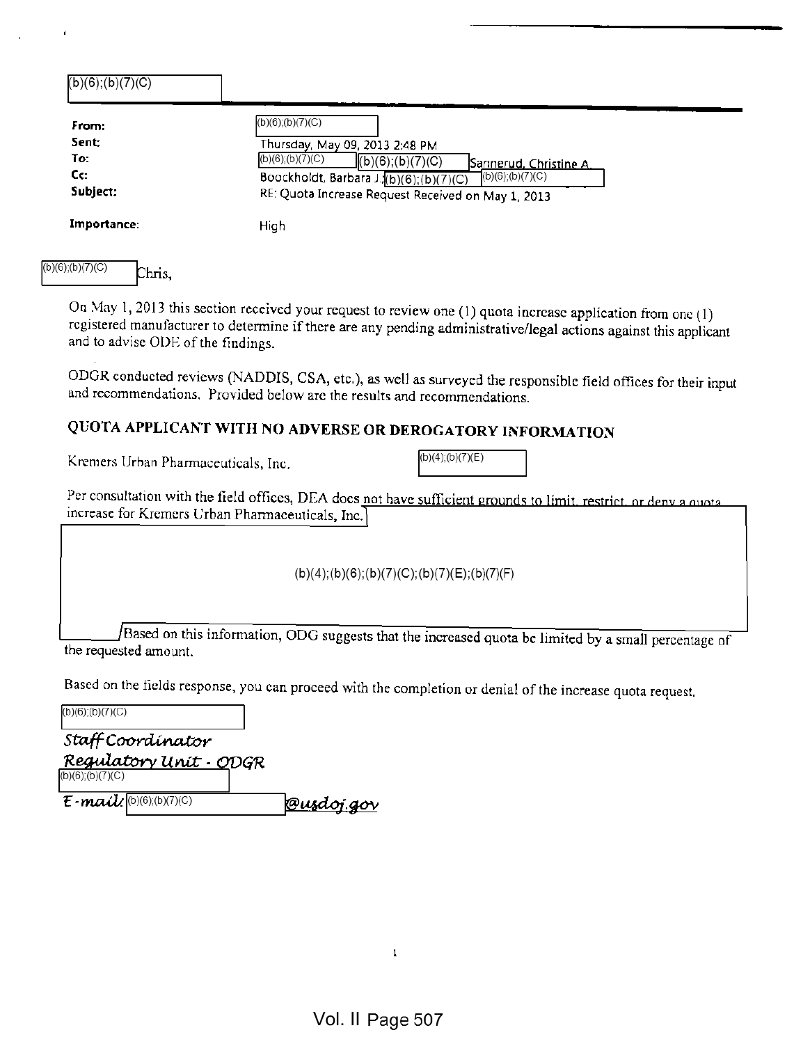(b)(6);(b)(7)(C)

| | |
|---|---|
| **From:** | (b)(6);(b)(7)(C) |
| **Sent:** | Thursday, May 09, 2013 2:48 PM |
| **To:** | (b)(6);(b)(7)(C) (b)(6);(b)(7)(C) Sannerud, Christine A. |
| **Cc:** | Boockholdt, Barbara J.; (b)(6);(b)(7)(C) (b)(6);(b)(7)(C) |
| **Subject:** | RE: Quota Increase Request Received on May 1, 2013 |
| **Importance:** | High |

(b)(6);(b)(7)(C) Chris,

On May 1, 2013 this section received your request to review one (1) quota increase application from one (1) registered manufacturer to determine if there are any pending administrative/legal actions against this applicant and to advise ODE of the findings.

ODGR conducted reviews (NADDIS, CSA, etc.), as well as surveyed the responsible field offices for their input and recommendations. Provided below are the results and recommendations.

## QUOTA APPLICANT WITH NO ADVERSE OR DEROGATORY INFORMATION

Kremers Urban Pharmaceuticals, Inc. (b)(4);(b)(7)(E)

Per consultation with the field offices, DEA does not have sufficient grounds to limit, restrict, or deny a quota increase for Kremers Urban Pharmaceuticals, Inc. (b)(4);(b)(6);(b)(7)(C);(b)(7)(E);(b)(7)(F) Based on this information, ODG suggests that the increased quota be limited by a small percentage of the requested amount.

Based on the fields response, you can proceed with the completion or denial of the increase quota request.

(b)(6);(b)(7)(C)
*Staff Coordinator*
*Regulatory Unit - ODGR*
(b)(6);(b)(7)(C)
*E-mail:* (b)(6);(b)(7)(C)@usdoj.gov

Vol. II Page 507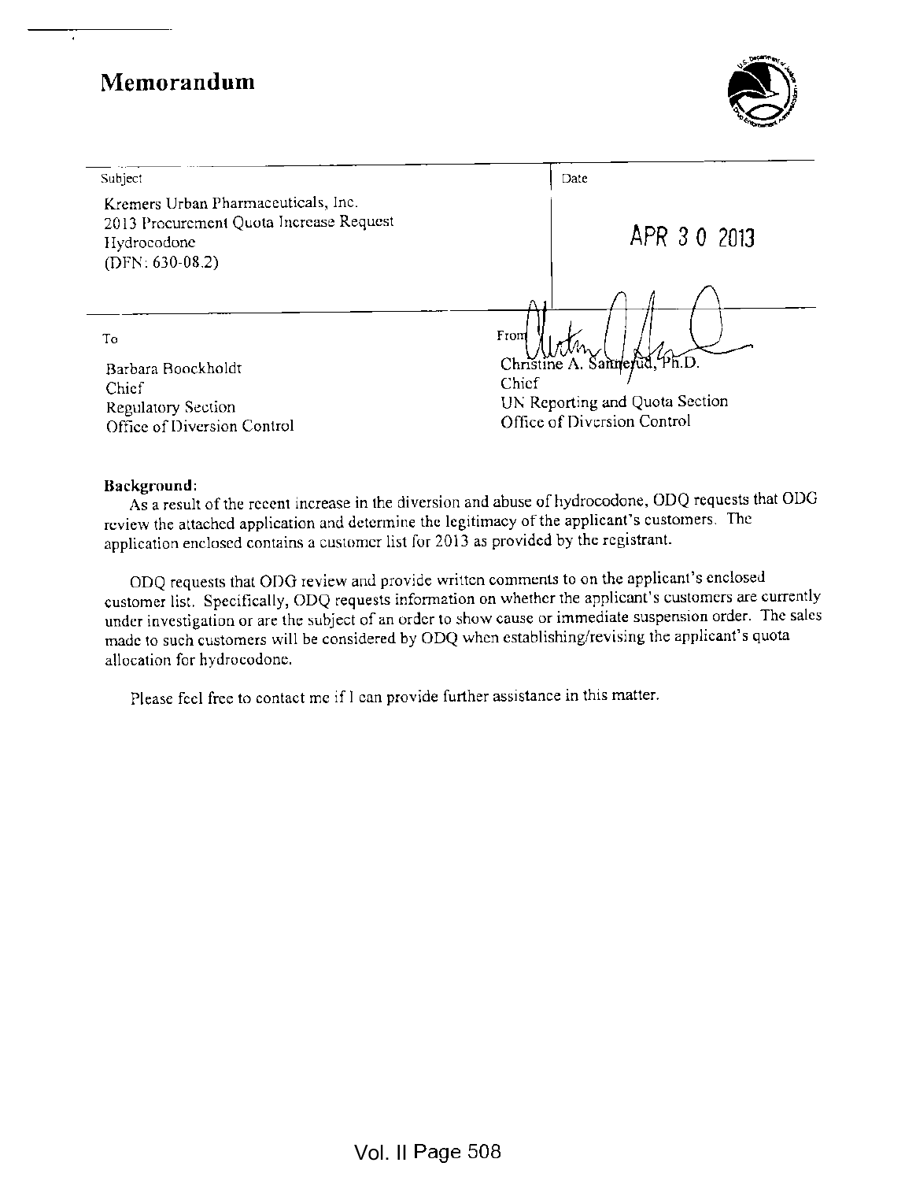# Memorandum

| Subject | Date |
|---|---|
| Kremers Urban Pharmaceuticals, Inc.<br>2013 Procurement Quota Increase Request<br>Hydrocodone<br>(DFN: 630-08.2) | APR 30 2013 |
| To | From |
| Barbara Boockholdt<br>Chief<br>Regulatory Section<br>Office of Diversion Control | Christine A. Sannerud, Ph.D.<br>Chief<br>UN Reporting and Quota Section<br>Office of Diversion Control |

**Background:**

As a result of the recent increase in the diversion and abuse of hydrocodone, ODQ requests that ODG review the attached application and determine the legitimacy of the applicant's customers. The application enclosed contains a customer list for 2013 as provided by the registrant.

ODQ requests that ODG review and provide written comments to on the applicant's enclosed customer list. Specifically, ODQ requests information on whether the applicant's customers are currently under investigation or are the subject of an order to show cause or immediate suspension order. The sales made to such customers will be considered by ODQ when establishing/revising the applicant's quota allocation for hydrocodone.

Please feel free to contact me if I can provide further assistance in this matter.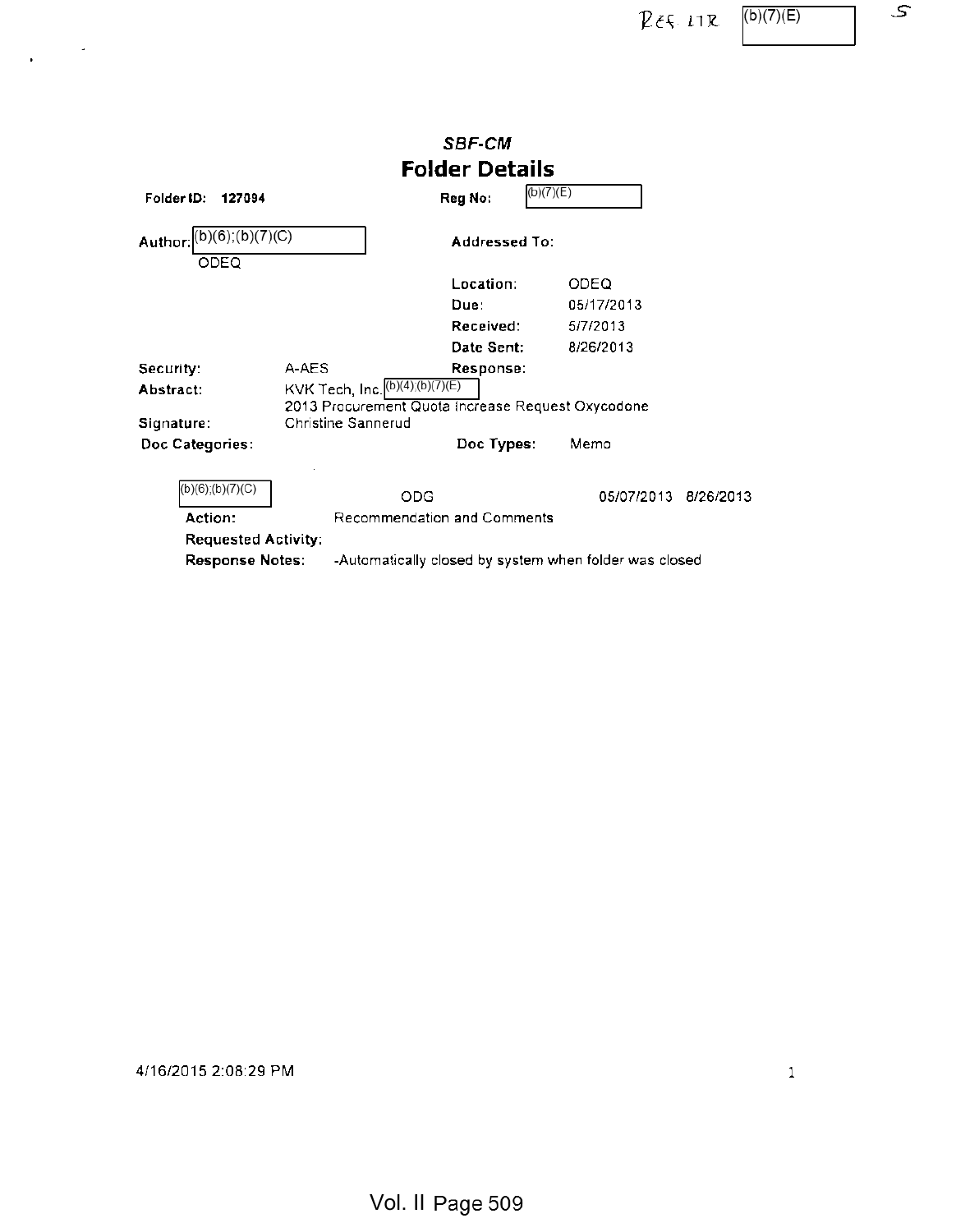REC LTR (b)(7)(E) S

*SBF-CM*

# Folder Details

**Folder ID:** 127094 **Reg No:** (b)(7)(E)

**Author:** (b)(6);(b)(7)(C)
ODEQ

**Addressed To:**

**Location:** ODEQ
**Due:** 05/17/2013
**Received:** 5/7/2013
**Date Sent:** 8/26/2013

**Security:** A-AES **Response:**

**Abstract:** KVK Tech, Inc. (b)(4);(b)(7)(E)
2013 Procurement Quota Increase Request Oxycodone

**Signature:** Christine Sannerud

**Doc Categories:** **Doc Types:** Memo

(b)(6);(b)(7)(C) ODG 05/07/2013 8/26/2013

**Action:** Recommendation and Comments

**Requested Activity:**

**Response Notes:** -Automatically closed by system when folder was closed

4/16/2015 2:08:29 PM

Vol. II Page 509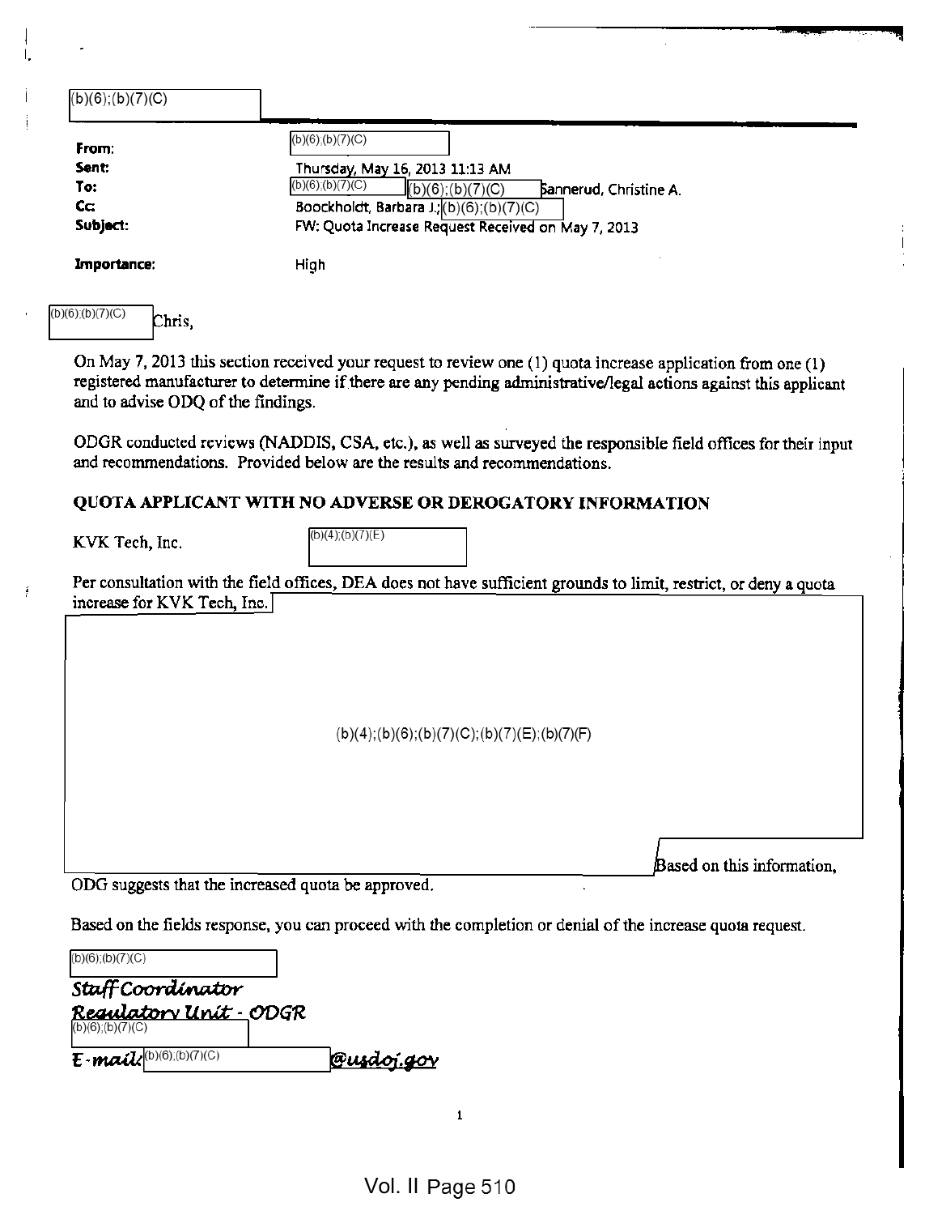(b)(6);(b)(7)(C)

**From:** (b)(6);(b)(7)(C)
**Sent:** Thursday, May 16, 2013 11:13 AM
**To:** (b)(6);(b)(7)(C) (b)(6);(b)(7)(C) Sannerud, Christine A.
**Cc:** Boockholdt, Barbara J.; (b)(6);(b)(7)(C)
**Subject:** FW: Quota Increase Request Received on May 7, 2013

**Importance:** High

(b)(6);(b)(7)(C) Chris,

On May 7, 2013 this section received your request to review one (1) quota increase application from one (1) registered manufacturer to determine if there are any pending administrative/legal actions against this applicant and to advise ODQ of the findings.

ODGR conducted reviews (NADDIS, CSA, etc.), as well as surveyed the responsible field offices for their input and recommendations. Provided below are the results and recommendations.

**QUOTA APPLICANT WITH NO ADVERSE OR DEROGATORY INFORMATION**

KVK Tech, Inc. (b)(4);(b)(7)(E)

Per consultation with the field offices, DEA does not have sufficient grounds to limit, restrict, or deny a quota increase for KVK Tech, Inc. (b)(4);(b)(6);(b)(7)(C);(b)(7)(E);(b)(7)(F) Based on this information, ODG suggests that the increased quota be approved.

Based on the fields response, you can proceed with the completion or denial of the increase quota request.

(b)(6);(b)(7)(C)
*Staff Coordinator*
*Regulatory Unit - ODGR*
(b)(6);(b)(7)(C)
*E-mail:* (b)(6);(b)(7)(C)@usdoj.gov

Vol. II Page 510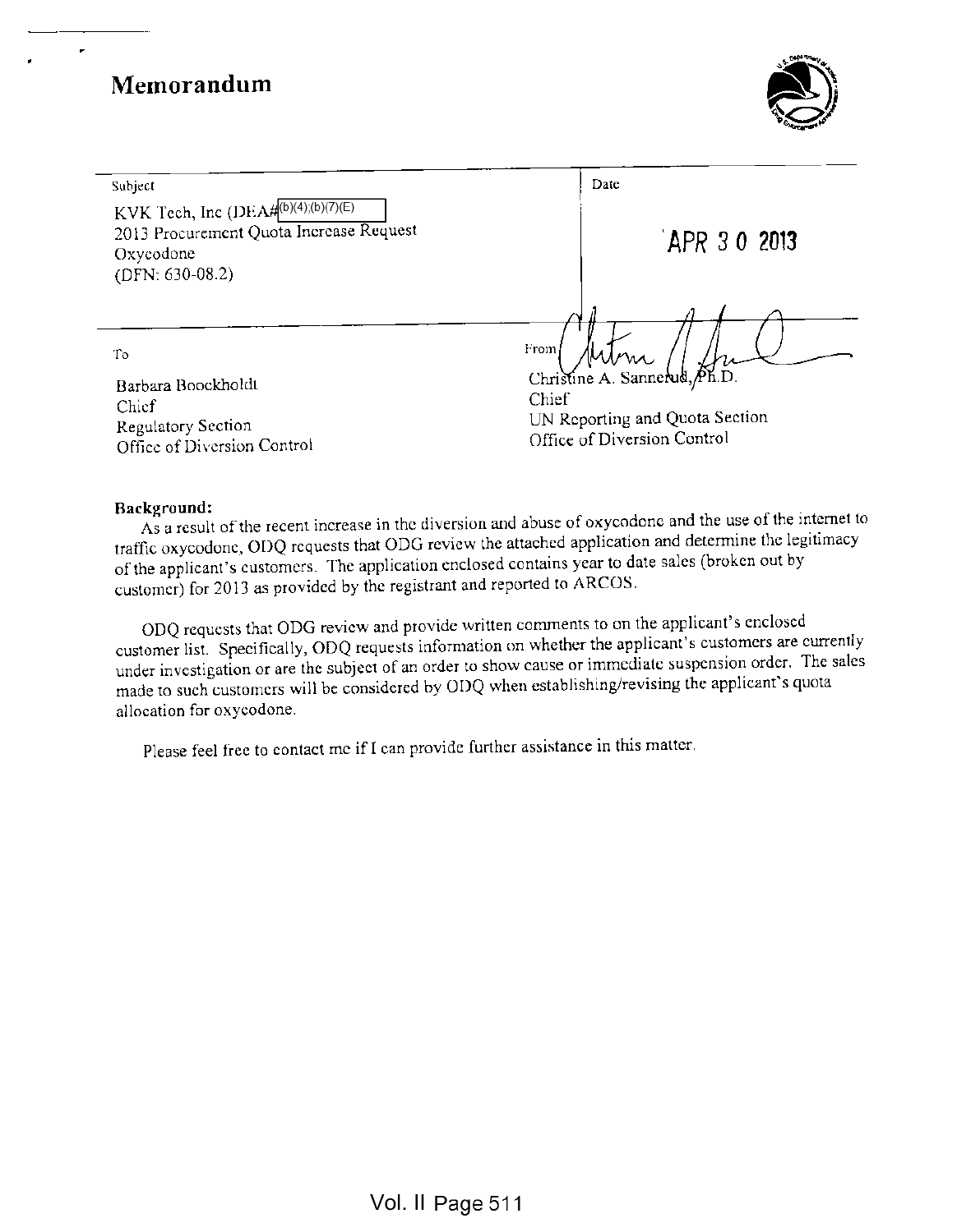# Memorandum

| Subject | Date |
|---|---|
| KVK Tech, Inc (DEA# (b)(4);(b)(7)(E)) 2013 Procurement Quota Increase Request Oxycodone (DFN: 630-08.2) | APR 30 2013 |

| To | From |
|---|---|
| Barbara Boockholdt<br>Chief<br>Regulatory Section<br>Office of Diversion Control | Christine A. Sannerud, Ph.D.<br>Chief<br>UN Reporting and Quota Section<br>Office of Diversion Control |

**Background:**

As a result of the recent increase in the diversion and abuse of oxycodone and the use of the internet to traffic oxycodone, ODQ requests that ODG review the attached application and determine the legitimacy of the applicant's customers. The application enclosed contains year to date sales (broken out by customer) for 2013 as provided by the registrant and reported to ARCOS.

ODQ requests that ODG review and provide written comments to on the applicant's enclosed customer list. Specifically, ODQ requests information on whether the applicant's customers are currently under investigation or are the subject of an order to show cause or immediate suspension order. The sales made to such customers will be considered by ODQ when establishing/revising the applicant's quota allocation for oxycodone.

Please feel free to contact me if I can provide further assistance in this matter.

Vol. II Page 511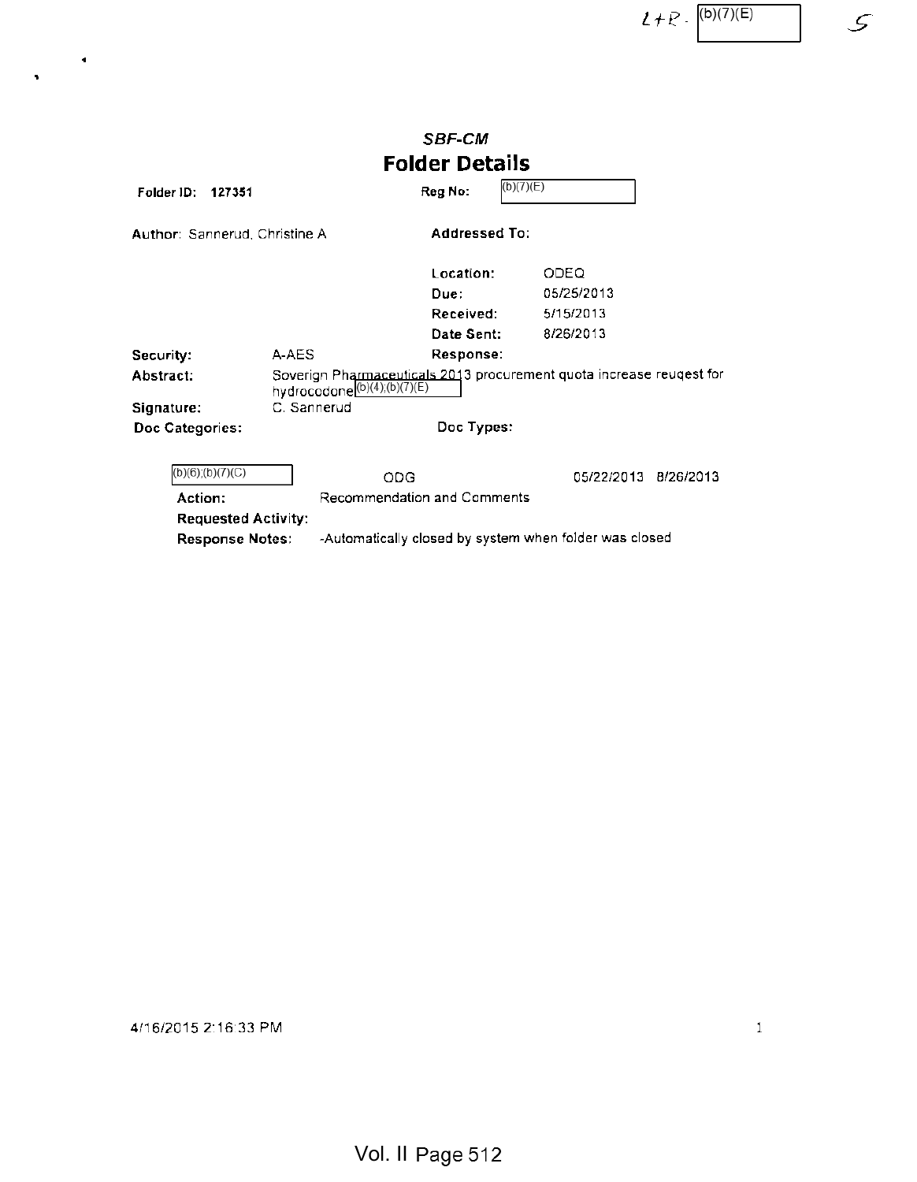L+R - (b)(7)(E) 5

*SBF-CM*

# Folder Details

**Folder ID:** 127351 **Reg No:** (b)(7)(E)

**Author:** Sannerud, Christine A **Addressed To:**

| | |
|---|---|
| **Location:** | ODEQ |
| **Due:** | 05/25/2013 |
| **Received:** | 5/15/2013 |
| **Date Sent:** | 8/26/2013 |

**Security:** A-AES **Response:**

**Abstract:** Soverign Pharmaceuticals 2013 procurement quota increase reuqest for hydrocodone (b)(4);(b)(7)(E)

**Signature:** C. Sannerud

**Doc Categories:** **Doc Types:**

(b)(6);(b)(7)(C) ODG 05/22/2013 8/26/2013

**Action:** Recommendation and Comments

**Requested Activity:**

**Response Notes:** -Automatically closed by system when folder was closed

4/16/2015 2:16:33 PM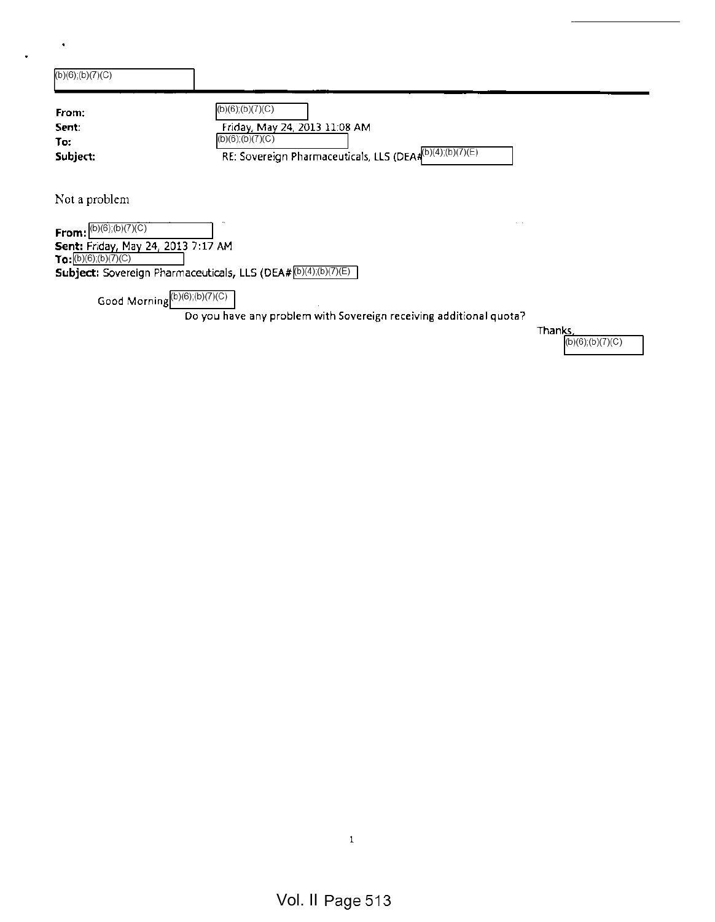(b)(6);(b)(7)(C)

**From:** (b)(6);(b)(7)(C)
**Sent:** Friday, May 24, 2013 11:08 AM
**To:** (b)(6);(b)(7)(C)
**Subject:** RE: Sovereign Pharmaceuticals, LLS (DEA# (b)(4);(b)(7)(E)

Not a problem

**From:** (b)(6);(b)(7)(C)
**Sent:** Friday, May 24, 2013 7:17 AM
**To:** (b)(6);(b)(7)(C)
**Subject:** Sovereign Pharmaceuticals, LLS (DEA# (b)(4);(b)(7)(E)

Good Morning (b)(6);(b)(7)(C)

Do you have any problem with Sovereign receiving additional quota?

Thanks,
(b)(6);(b)(7)(C)

Vol. II Page 513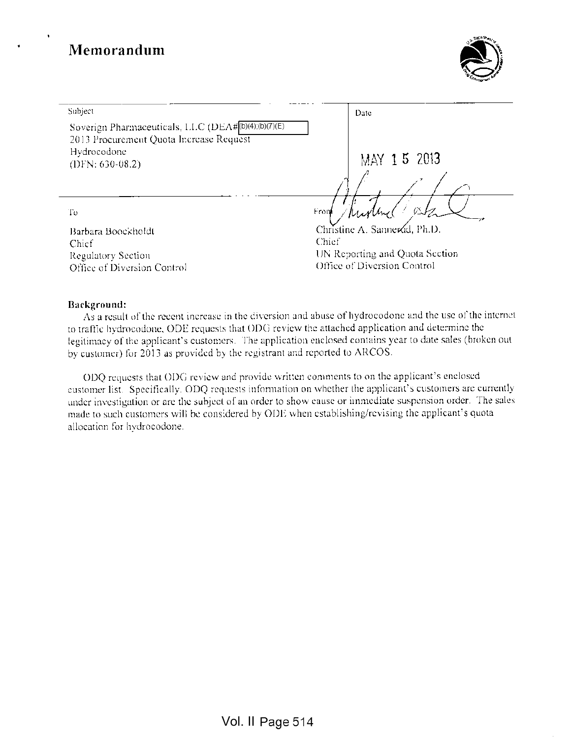# Memorandum

| | |
|---|---|
| Subject | Date |
| Soverign Pharmaceuticals, LLC (DEA# (b)(4);(b)(7)(E)<br>2013 Procurement Quota Increase Request<br>Hydrocodone<br>(DFN: 630-08.2) | MAY 15 2013 |
| To | From |
| Barbara Boockholdt<br>Chief<br>Regulatory Section<br>Office of Diversion Control | Christine A. Sannerud, Ph.D.<br>Chief<br>UN Reporting and Quota Section<br>Office of Diversion Control |

**Background:**

As a result of the recent increase in the diversion and abuse of hydrocodone and the use of the internet to traffic hydrocodone, ODE requests that ODG review the attached application and determine the legitimacy of the applicant's customers. The application enclosed contains year to date sales (broken out by customer) for 2013 as provided by the registrant and reported to ARCOS.

ODQ requests that ODG review and provide written comments to on the applicant's enclosed customer list. Specifically, ODQ requests information on whether the applicant's customers are currently under investigation or are the subject of an order to show cause or immediate suspension order. The sales made to such customers will be considered by ODE when establishing/revising the applicant's quota allocation for hydrocodone.

Vol. II Page 514